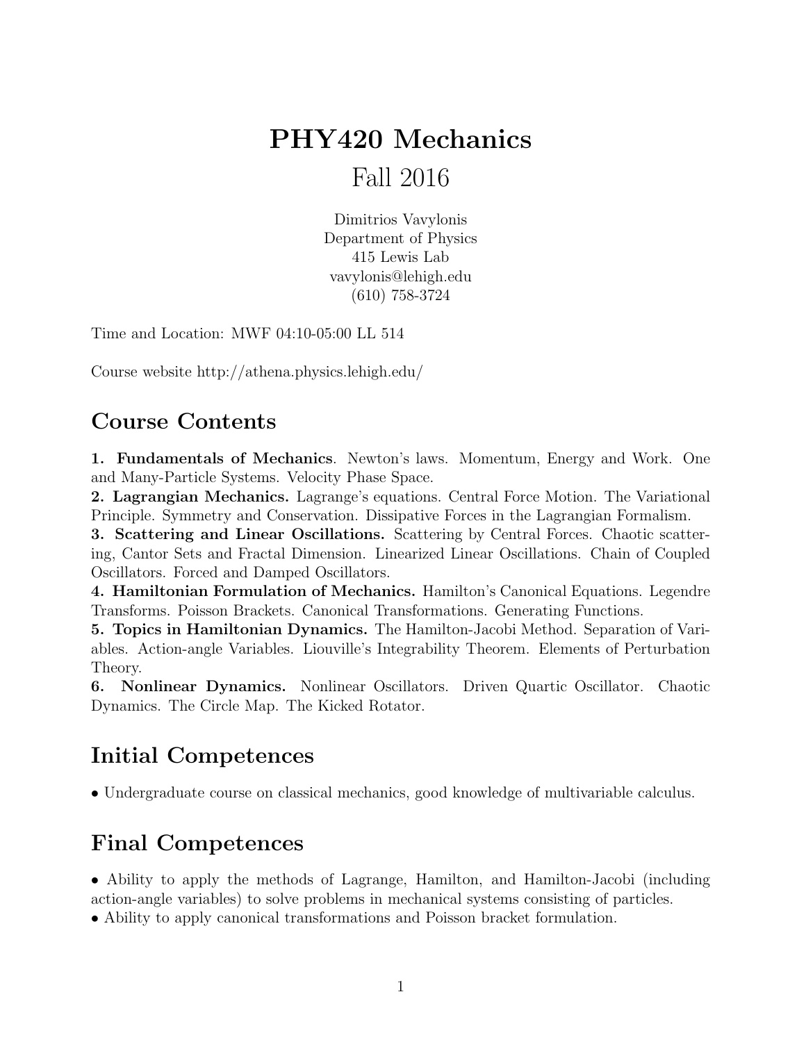# PHY420 Mechanics

Fall 2016

Dimitrios Vavylonis
Department of Physics
415 Lewis Lab
vavylonis@lehigh.edu
(610) 758-3724

Time and Location: MWF 04:10-05:00 LL 514

Course website http://athena.physics.lehigh.edu/

## Course Contents

**1. Fundamentals of Mechanics**. Newton's laws. Momentum, Energy and Work. One and Many-Particle Systems. Velocity Phase Space.
**2. Lagrangian Mechanics.** Lagrange's equations. Central Force Motion. The Variational Principle. Symmetry and Conservation. Dissipative Forces in the Lagrangian Formalism.
**3. Scattering and Linear Oscillations.** Scattering by Central Forces. Chaotic scattering, Cantor Sets and Fractal Dimension. Linearized Linear Oscillations. Chain of Coupled Oscillators. Forced and Damped Oscillators.
**4. Hamiltonian Formulation of Mechanics.** Hamilton's Canonical Equations. Legendre Transforms. Poisson Brackets. Canonical Transformations. Generating Functions.
**5. Topics in Hamiltonian Dynamics.** The Hamilton-Jacobi Method. Separation of Variables. Action-angle Variables. Liouville's Integrability Theorem. Elements of Perturbation Theory.
**6. Nonlinear Dynamics.** Nonlinear Oscillators. Driven Quartic Oscillator. Chaotic Dynamics. The Circle Map. The Kicked Rotator.

## Initial Competences

- Undergraduate course on classical mechanics, good knowledge of multivariable calculus.

## Final Competences

- Ability to apply the methods of Lagrange, Hamilton, and Hamilton-Jacobi (including action-angle variables) to solve problems in mechanical systems consisting of particles.
- Ability to apply canonical transformations and Poisson bracket formulation.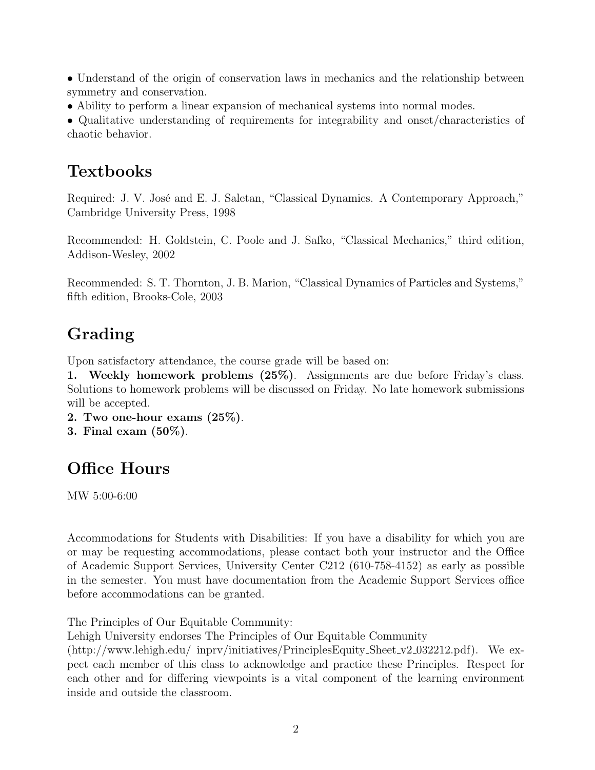• Understand of the origin of conservation laws in mechanics and the relationship between symmetry and conservation.
• Ability to perform a linear expansion of mechanical systems into normal modes.
• Qualitative understanding of requirements for integrability and onset/characteristics of chaotic behavior.

## Textbooks

Required: J. V. José and E. J. Saletan, “Classical Dynamics. A Contemporary Approach,” Cambridge University Press, 1998

Recommended: H. Goldstein, C. Poole and J. Safko, “Classical Mechanics,” third edition, Addison-Wesley, 2002

Recommended: S. T. Thornton, J. B. Marion, “Classical Dynamics of Particles and Systems,” fifth edition, Brooks-Cole, 2003

## Grading

Upon satisfactory attendance, the course grade will be based on:
**1. Weekly homework problems (25%)**. Assignments are due before Friday’s class. Solutions to homework problems will be discussed on Friday. No late homework submissions will be accepted.
**2. Two one-hour exams (25%)**.
**3. Final exam (50%)**.

## Office Hours

MW 5:00-6:00

Accommodations for Students with Disabilities: If you have a disability for which you are or may be requesting accommodations, please contact both your instructor and the Office of Academic Support Services, University Center C212 (610-758-4152) as early as possible in the semester. You must have documentation from the Academic Support Services office before accommodations can be granted.

The Principles of Our Equitable Community:
Lehigh University endorses The Principles of Our Equitable Community (http://www.lehigh.edu/ inprv/initiatives/PrinciplesEquity_Sheet_v2_032212.pdf). We expect each member of this class to acknowledge and practice these Principles. Respect for each other and for differing viewpoints is a vital component of the learning environment inside and outside the classroom.